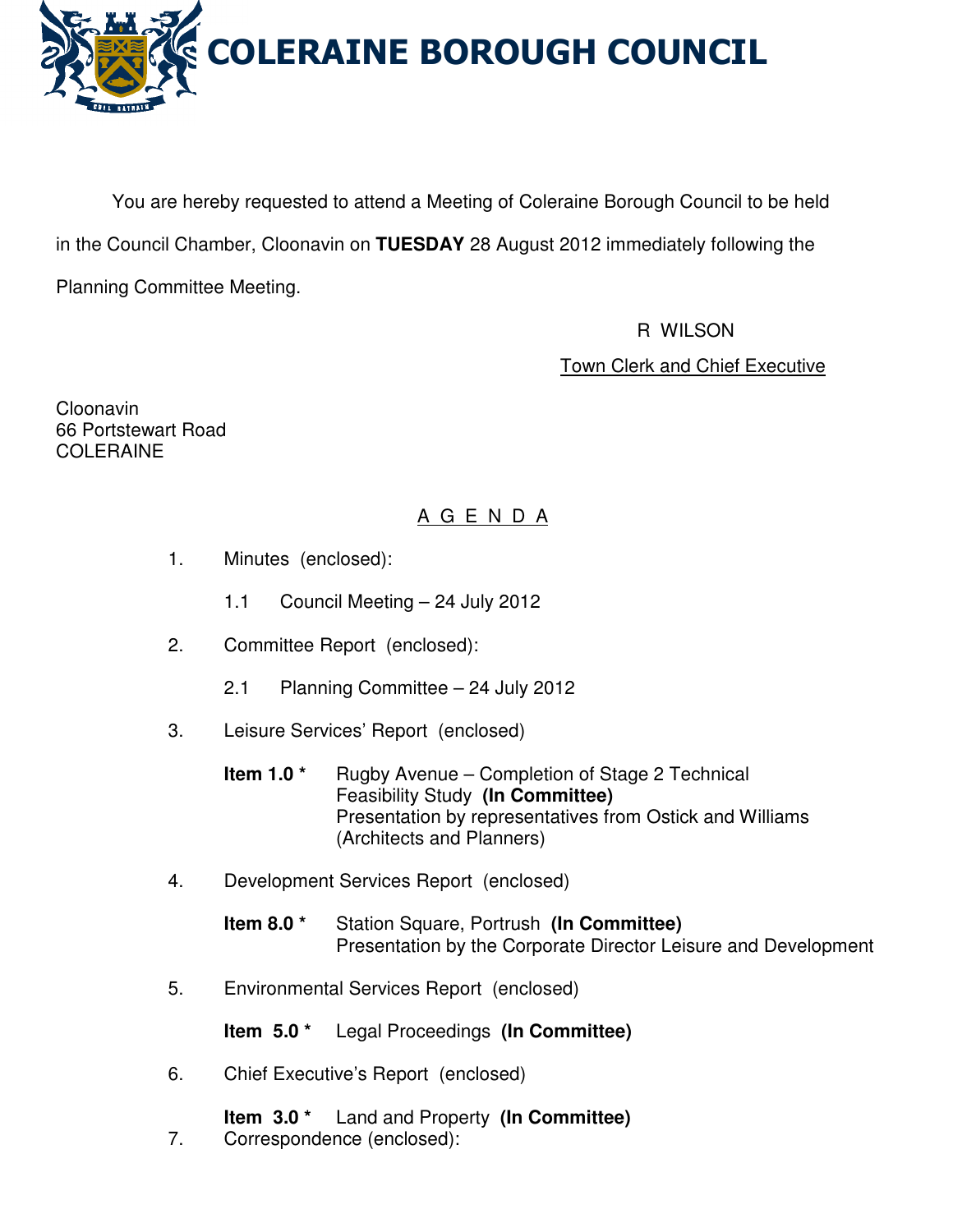# COLERAINE BOROUGH COUNCIL

You are hereby requested to attend a Meeting of Coleraine Borough Council to be held in the Council Chamber, Cloonavin on **TUESDAY** 28 August 2012 immediately following the Planning Committee Meeting.

R WILSON
Town Clerk and Chief Executive

Cloonavin
66 Portstewart Road
COLERAINE

## A G E N D A

1. Minutes (enclosed):

   1.1 Council Meeting – 24 July 2012

2. Committee Report (enclosed):

   2.1 Planning Committee – 24 July 2012

3. Leisure Services' Report (enclosed)

   **Item 1.0 *** Rugby Avenue – Completion of Stage 2 Technical Feasibility Study **(In Committee)**
   Presentation by representatives from Ostick and Williams (Architects and Planners)

4. Development Services Report (enclosed)

   **Item 8.0 *** Station Square, Portrush **(In Committee)**
   Presentation by the Corporate Director Leisure and Development

5. Environmental Services Report (enclosed)

   **Item 5.0 *** Legal Proceedings **(In Committee)**

6. Chief Executive's Report (enclosed)

   **Item 3.0 *** Land and Property **(In Committee)**

7. Correspondence (enclosed):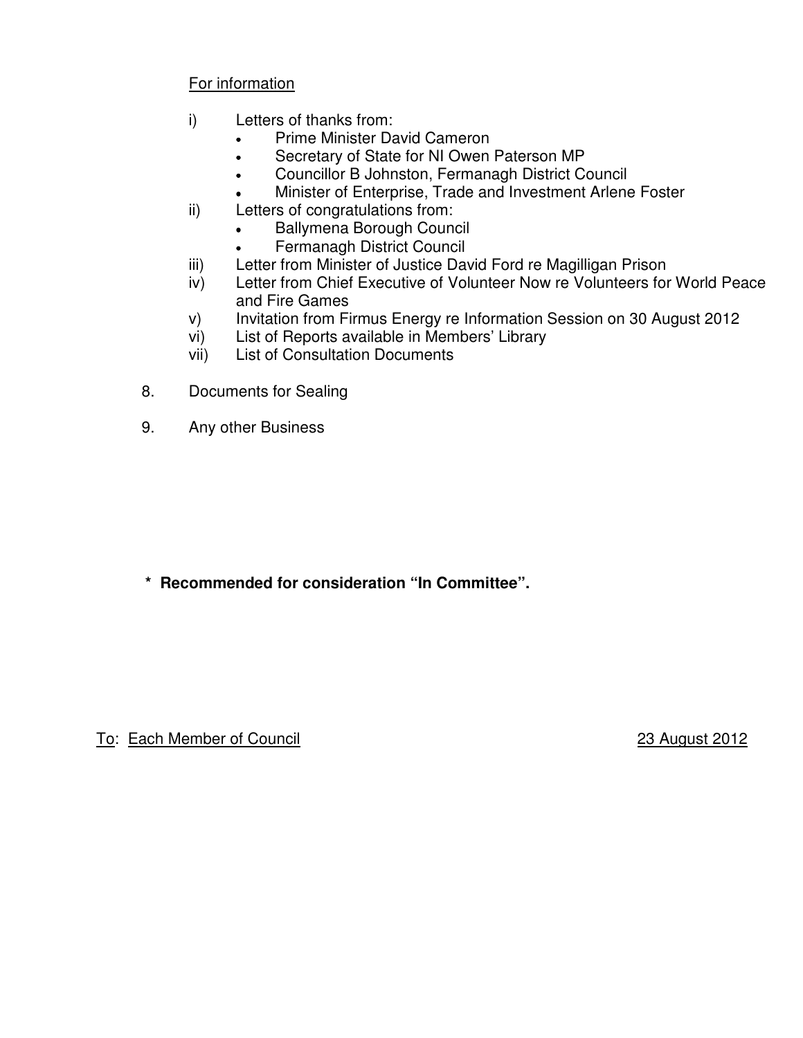For information

i) Letters of thanks from:
   - Prime Minister David Cameron
   - Secretary of State for NI Owen Paterson MP
   - Councillor B Johnston, Fermanagh District Council
   - Minister of Enterprise, Trade and Investment Arlene Foster

ii) Letters of congratulations from:
   - Ballymena Borough Council
   - Fermanagh District Council

iii) Letter from Minister of Justice David Ford re Magilligan Prison

iv) Letter from Chief Executive of Volunteer Now re Volunteers for World Peace and Fire Games

v) Invitation from Firmus Energy re Information Session on 30 August 2012

vi) List of Reports available in Members' Library

vii) List of Consultation Documents

8. Documents for Sealing

9. Any other Business

**\* Recommended for consideration "In Committee".**

To: Each Member of Council 23 August 2012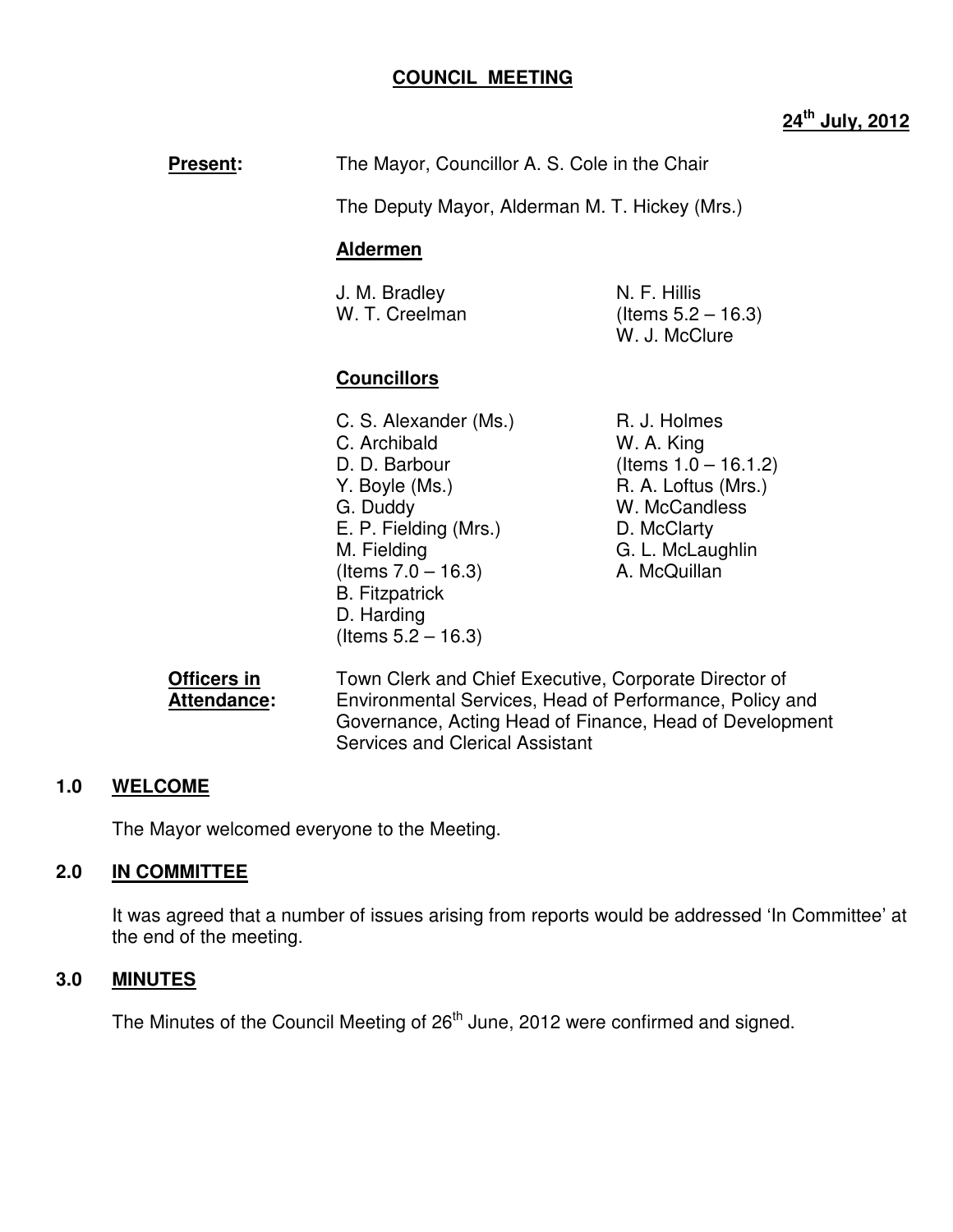# COUNCIL MEETING

**24th July, 2012**

**Present:** The Mayor, Councillor A. S. Cole in the Chair

The Deputy Mayor, Alderman M. T. Hickey (Mrs.)

**Aldermen**

J. M. Bradley
W. T. Creelman
N. F. Hillis (Items 5.2 – 16.3)
W. J. McClure

**Councillors**

C. S. Alexander (Ms.)
C. Archibald
D. D. Barbour
Y. Boyle (Ms.)
G. Duddy
E. P. Fielding (Mrs.)
M. Fielding (Items 7.0 – 16.3)
B. Fitzpatrick
D. Harding (Items 5.2 – 16.3)
R. J. Holmes
W. A. King (Items 1.0 – 16.1.2)
R. A. Loftus (Mrs.)
W. McCandless
D. McClarty
G. L. McLaughlin
A. McQuillan

**Officers in Attendance:** Town Clerk and Chief Executive, Corporate Director of Environmental Services, Head of Performance, Policy and Governance, Acting Head of Finance, Head of Development Services and Clerical Assistant

## 1.0 WELCOME

The Mayor welcomed everyone to the Meeting.

## 2.0 IN COMMITTEE

It was agreed that a number of issues arising from reports would be addressed 'In Committee' at the end of the meeting.

## 3.0 MINUTES

The Minutes of the Council Meeting of 26th June, 2012 were confirmed and signed.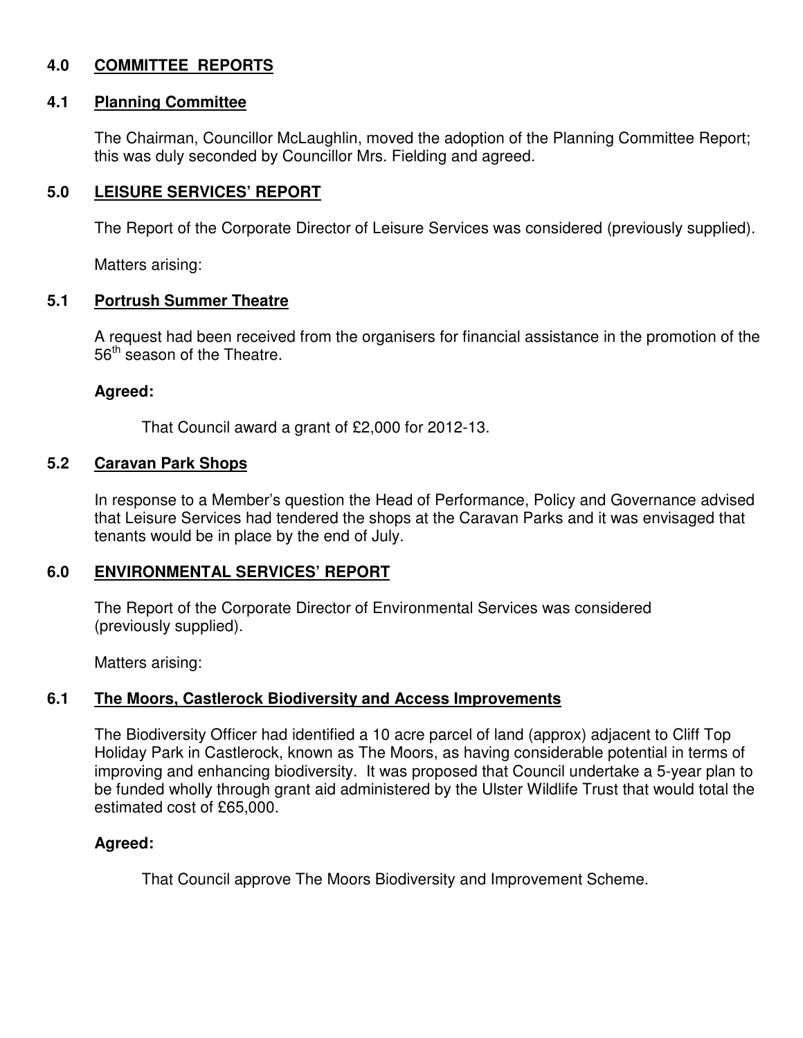## 4.0 COMMITTEE REPORTS

### 4.1 Planning Committee

The Chairman, Councillor McLaughlin, moved the adoption of the Planning Committee Report; this was duly seconded by Councillor Mrs. Fielding and agreed.

## 5.0 LEISURE SERVICES' REPORT

The Report of the Corporate Director of Leisure Services was considered (previously supplied).

Matters arising:

### 5.1 Portrush Summer Theatre

A request had been received from the organisers for financial assistance in the promotion of the 56th season of the Theatre.

**Agreed:**

That Council award a grant of £2,000 for 2012-13.

### 5.2 Caravan Park Shops

In response to a Member's question the Head of Performance, Policy and Governance advised that Leisure Services had tendered the shops at the Caravan Parks and it was envisaged that tenants would be in place by the end of July.

## 6.0 ENVIRONMENTAL SERVICES' REPORT

The Report of the Corporate Director of Environmental Services was considered (previously supplied).

Matters arising:

### 6.1 The Moors, Castlerock Biodiversity and Access Improvements

The Biodiversity Officer had identified a 10 acre parcel of land (approx) adjacent to Cliff Top Holiday Park in Castlerock, known as The Moors, as having considerable potential in terms of improving and enhancing biodiversity. It was proposed that Council undertake a 5-year plan to be funded wholly through grant aid administered by the Ulster Wildlife Trust that would total the estimated cost of £65,000.

**Agreed:**

That Council approve The Moors Biodiversity and Improvement Scheme.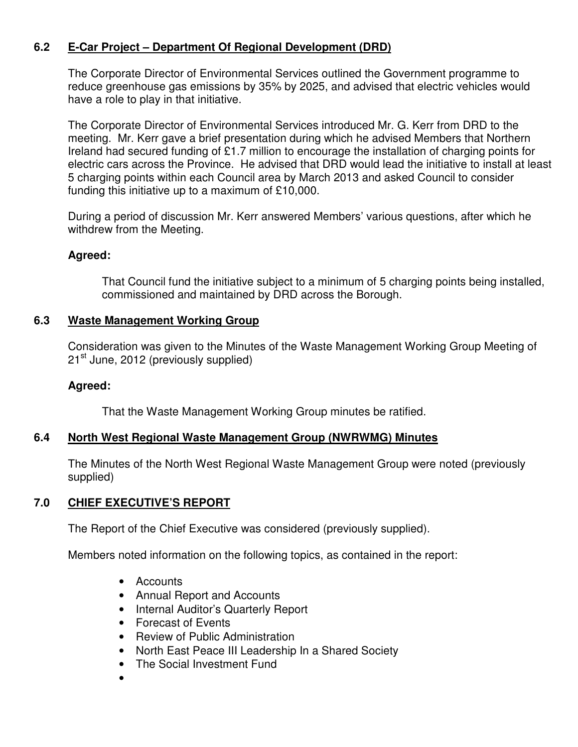### 6.2 E-Car Project – Department Of Regional Development (DRD)

The Corporate Director of Environmental Services outlined the Government programme to reduce greenhouse gas emissions by 35% by 2025, and advised that electric vehicles would have a role to play in that initiative.

The Corporate Director of Environmental Services introduced Mr. G. Kerr from DRD to the meeting. Mr. Kerr gave a brief presentation during which he advised Members that Northern Ireland had secured funding of £1.7 million to encourage the installation of charging points for electric cars across the Province. He advised that DRD would lead the initiative to install at least 5 charging points within each Council area by March 2013 and asked Council to consider funding this initiative up to a maximum of £10,000.

During a period of discussion Mr. Kerr answered Members' various questions, after which he withdrew from the Meeting.

**Agreed:**

That Council fund the initiative subject to a minimum of 5 charging points being installed, commissioned and maintained by DRD across the Borough.

### 6.3 Waste Management Working Group

Consideration was given to the Minutes of the Waste Management Working Group Meeting of 21st June, 2012 (previously supplied)

**Agreed:**

That the Waste Management Working Group minutes be ratified.

### 6.4 North West Regional Waste Management Group (NWRWMG) Minutes

The Minutes of the North West Regional Waste Management Group were noted (previously supplied)

## 7.0 CHIEF EXECUTIVE'S REPORT

The Report of the Chief Executive was considered (previously supplied).

Members noted information on the following topics, as contained in the report:

- Accounts
- Annual Report and Accounts
- Internal Auditor's Quarterly Report
- Forecast of Events
- Review of Public Administration
- North East Peace III Leadership In a Shared Society
- The Social Investment Fund
-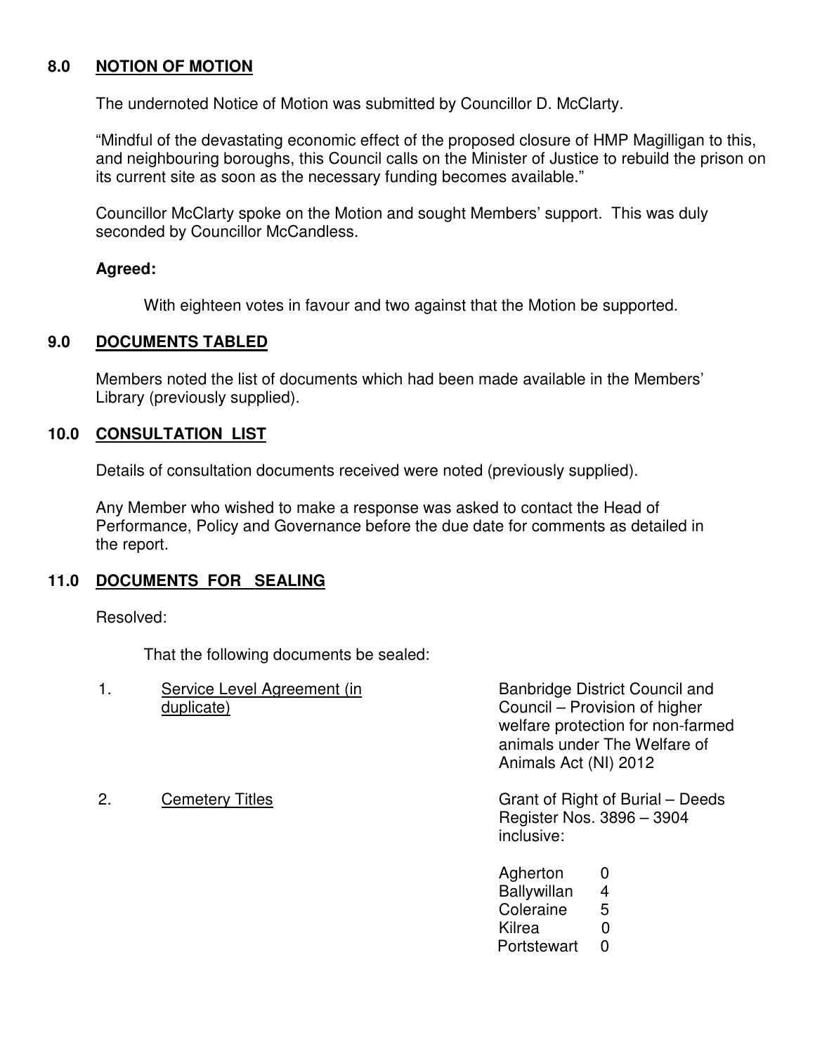## 8.0 NOTION OF MOTION

The undernoted Notice of Motion was submitted by Councillor D. McClarty.

"Mindful of the devastating economic effect of the proposed closure of HMP Magilligan to this, and neighbouring boroughs, this Council calls on the Minister of Justice to rebuild the prison on its current site as soon as the necessary funding becomes available."

Councillor McClarty spoke on the Motion and sought Members' support. This was duly seconded by Councillor McCandless.

**Agreed:**

With eighteen votes in favour and two against that the Motion be supported.

## 9.0 DOCUMENTS TABLED

Members noted the list of documents which had been made available in the Members' Library (previously supplied).

## 10.0 CONSULTATION LIST

Details of consultation documents received were noted (previously supplied).

Any Member who wished to make a response was asked to contact the Head of Performance, Policy and Governance before the due date for comments as detailed in the report.

## 11.0 DOCUMENTS FOR SEALING

Resolved:

That the following documents be sealed:

1. Service Level Agreement (in duplicate) — Banbridge District Council and Council – Provision of higher welfare protection for non-farmed animals under The Welfare of Animals Act (NI) 2012

2. Cemetery Titles — Grant of Right of Burial – Deeds Register Nos. 3896 – 3904 inclusive:

| | |
|---|---|
| Agherton | 0 |
| Ballywillan | 4 |
| Coleraine | 5 |
| Kilrea | 0 |
| Portstewart | 0 |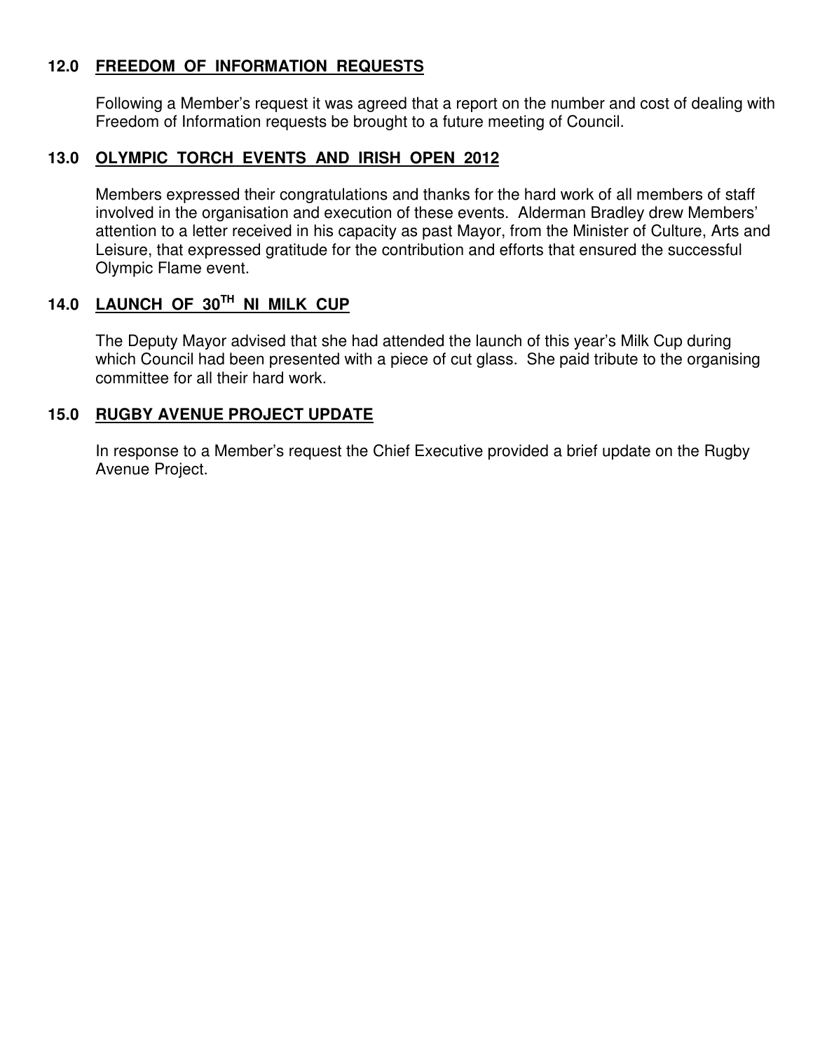## 12.0 FREEDOM OF INFORMATION REQUESTS

Following a Member's request it was agreed that a report on the number and cost of dealing with Freedom of Information requests be brought to a future meeting of Council.

## 13.0 OLYMPIC TORCH EVENTS AND IRISH OPEN 2012

Members expressed their congratulations and thanks for the hard work of all members of staff involved in the organisation and execution of these events. Alderman Bradley drew Members' attention to a letter received in his capacity as past Mayor, from the Minister of Culture, Arts and Leisure, that expressed gratitude for the contribution and efforts that ensured the successful Olympic Flame event.

## 14.0 LAUNCH OF 30TH NI MILK CUP

The Deputy Mayor advised that she had attended the launch of this year's Milk Cup during which Council had been presented with a piece of cut glass. She paid tribute to the organising committee for all their hard work.

## 15.0 RUGBY AVENUE PROJECT UPDATE

In response to a Member's request the Chief Executive provided a brief update on the Rugby Avenue Project.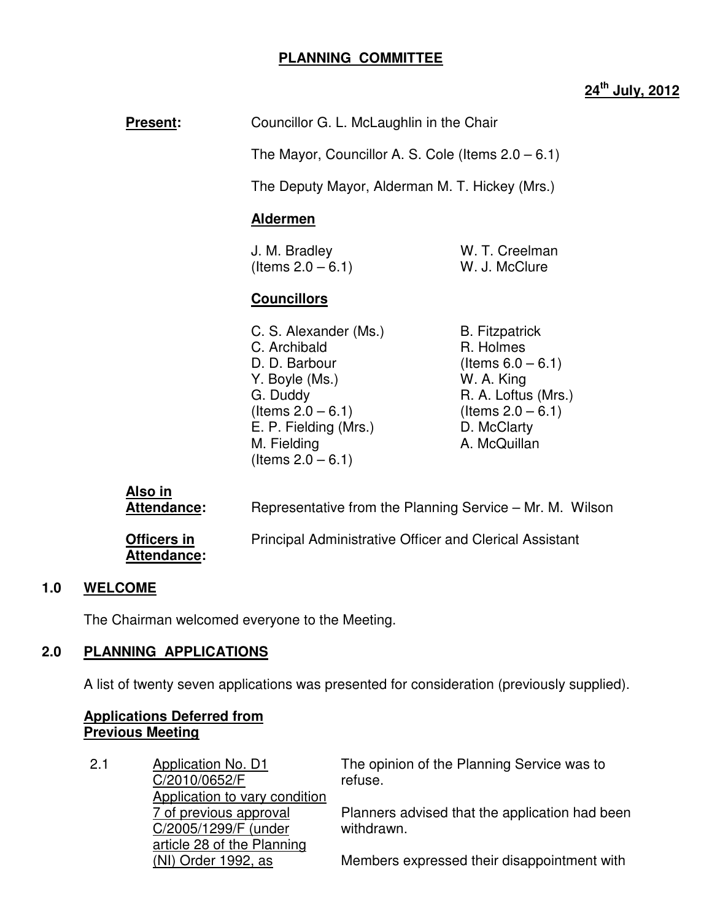**PLANNING COMMITTEE**

**24th July, 2012**

**Present:** Councillor G. L. McLaughlin in the Chair

The Mayor, Councillor A. S. Cole (Items 2.0 – 6.1)

The Deputy Mayor, Alderman M. T. Hickey (Mrs.)

**Aldermen**

J. M. Bradley (Items 2.0 – 6.1)
W. T. Creelman
W. J. McClure

**Councillors**

C. S. Alexander (Ms.)
C. Archibald
D. D. Barbour
Y. Boyle (Ms.)
G. Duddy (Items 2.0 – 6.1)
E. P. Fielding (Mrs.)
M. Fielding (Items 2.0 – 6.1)
B. Fitzpatrick
R. Holmes (Items 6.0 – 6.1)
W. A. King
R. A. Loftus (Mrs.) (Items 2.0 – 6.1)
D. McClarty
A. McQuillan

**Also in Attendance:** Representative from the Planning Service – Mr. M. Wilson

**Officers in Attendance:** Principal Administrative Officer and Clerical Assistant

## 1.0 WELCOME

The Chairman welcomed everyone to the Meeting.

## 2.0 PLANNING APPLICATIONS

A list of twenty seven applications was presented for consideration (previously supplied).

**Applications Deferred from Previous Meeting**

2.1 Application No. D1 C/2010/0652/F Application to vary condition 7 of previous approval C/2005/1299/F (under article 28 of the Planning (NI) Order 1992, as

The opinion of the Planning Service was to refuse.

Planners advised that the application had been withdrawn.

Members expressed their disappointment with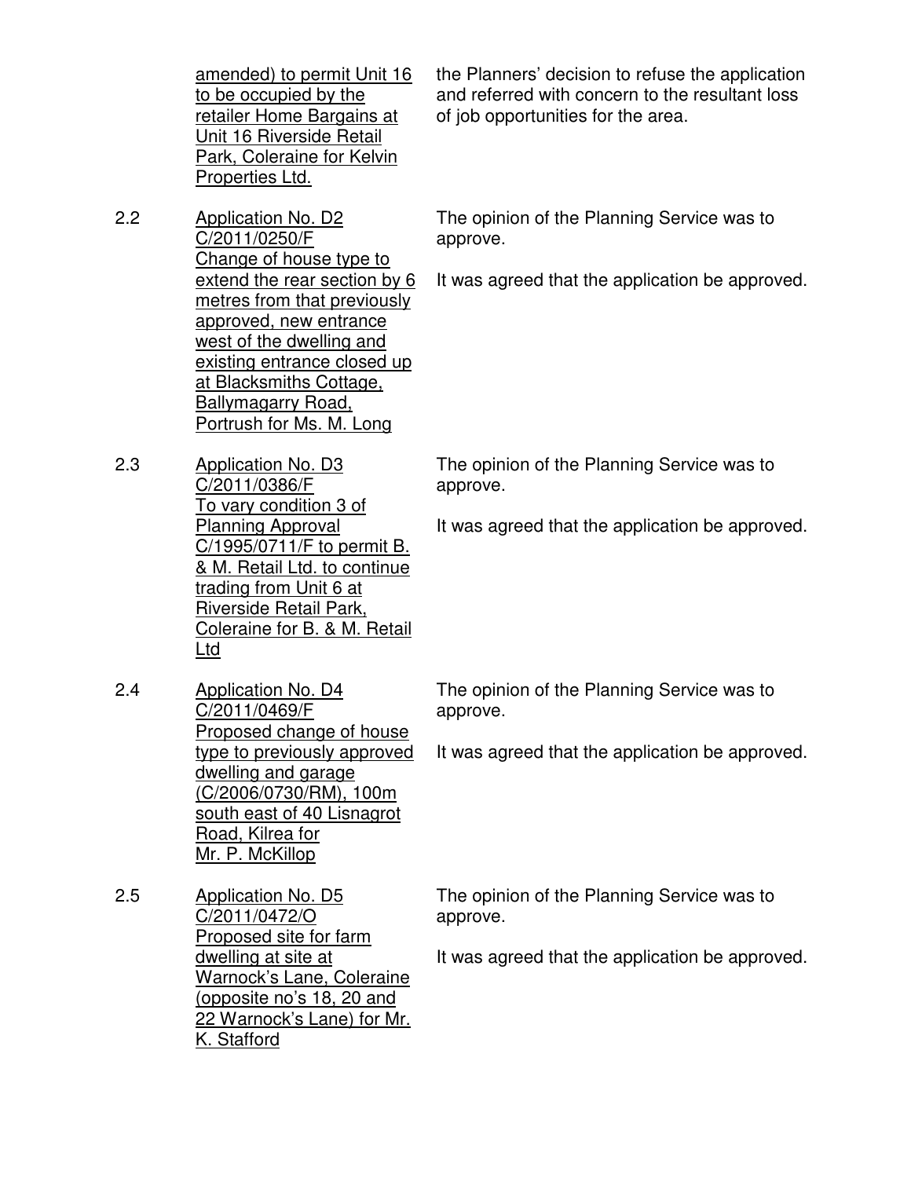| | | |
|---|---|---|
| | amended) to permit Unit 16 to be occupied by the retailer Home Bargains at Unit 16 Riverside Retail Park, Coleraine for Kelvin Properties Ltd. | the Planners' decision to refuse the application and referred with concern to the resultant loss of job opportunities for the area. |
| 2.2 | Application No. D2 C/2011/0250/F Change of house type to extend the rear section by 6 metres from that previously approved, new entrance west of the dwelling and existing entrance closed up at Blacksmiths Cottage, Ballymagarry Road, Portrush for Ms. M. Long | The opinion of the Planning Service was to approve.<br><br>It was agreed that the application be approved. |
| 2.3 | Application No. D3 C/2011/0386/F To vary condition 3 of Planning Approval C/1995/0711/F to permit B. & M. Retail Ltd. to continue trading from Unit 6 at Riverside Retail Park, Coleraine for B. & M. Retail Ltd | The opinion of the Planning Service was to approve.<br><br>It was agreed that the application be approved. |
| 2.4 | Application No. D4 C/2011/0469/F Proposed change of house type to previously approved dwelling and garage (C/2006/0730/RM), 100m south east of 40 Lisnagrot Road, Kilrea for Mr. P. McKillop | The opinion of the Planning Service was to approve.<br><br>It was agreed that the application be approved. |
| 2.5 | Application No. D5 C/2011/0472/O Proposed site for farm dwelling at site at Warnock's Lane, Coleraine (opposite no's 18, 20 and 22 Warnock's Lane) for Mr. K. Stafford | The opinion of the Planning Service was to approve.<br><br>It was agreed that the application be approved. |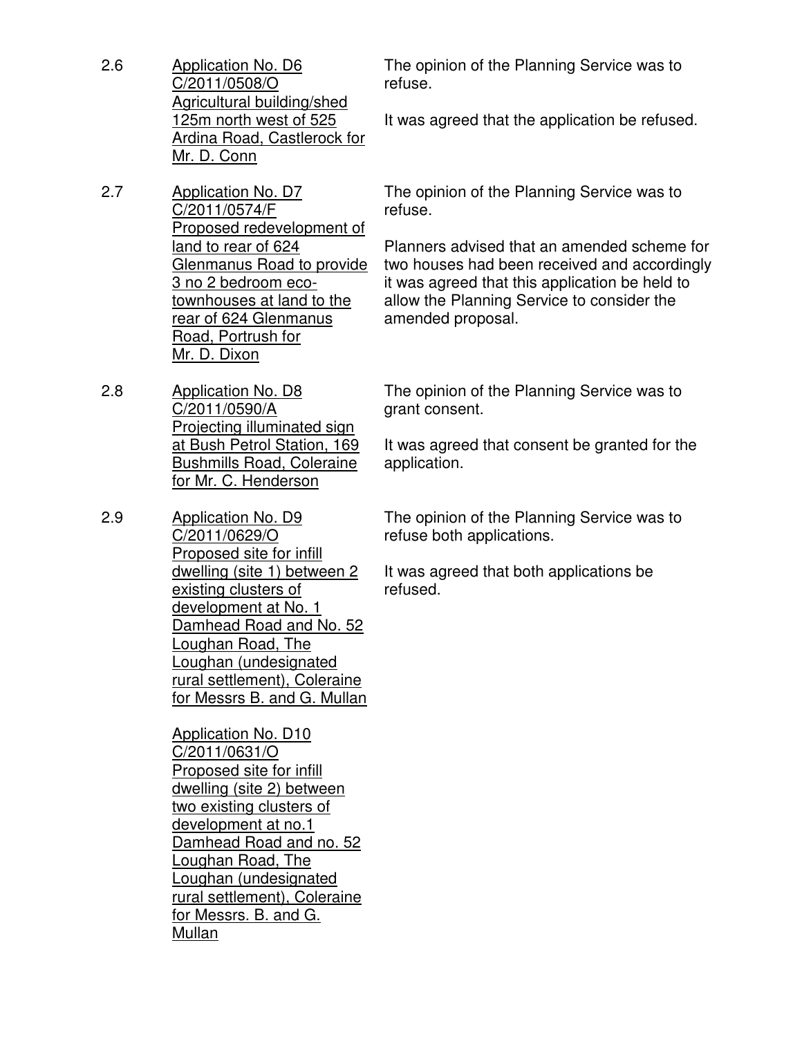2.6 Application No. D6
C/2011/0508/O
Agricultural building/shed 125m north west of 525 Ardina Road, Castlerock for Mr. D. Conn

The opinion of the Planning Service was to refuse.

It was agreed that the application be refused.

2.7 Application No. D7
C/2011/0574/F
Proposed redevelopment of land to rear of 624 Glenmanus Road to provide 3 no 2 bedroom eco-townhouses at land to the rear of 624 Glenmanus Road, Portrush for Mr. D. Dixon

The opinion of the Planning Service was to refuse.

Planners advised that an amended scheme for two houses had been received and accordingly it was agreed that this application be held to allow the Planning Service to consider the amended proposal.

2.8 Application No. D8
C/2011/0590/A
Projecting illuminated sign at Bush Petrol Station, 169 Bushmills Road, Coleraine for Mr. C. Henderson

The opinion of the Planning Service was to grant consent.

It was agreed that consent be granted for the application.

2.9 Application No. D9
C/2011/0629/O
Proposed site for infill dwelling (site 1) between 2 existing clusters of development at No. 1 Damhead Road and No. 52 Loughan Road, The Loughan (undesignated rural settlement), Coleraine for Messrs B. and G. Mullan

Application No. D10
C/2011/0631/O
Proposed site for infill dwelling (site 2) between two existing clusters of development at no.1 Damhead Road and no. 52 Loughan Road, The Loughan (undesignated rural settlement), Coleraine for Messrs. B. and G. Mullan

The opinion of the Planning Service was to refuse both applications.

It was agreed that both applications be refused.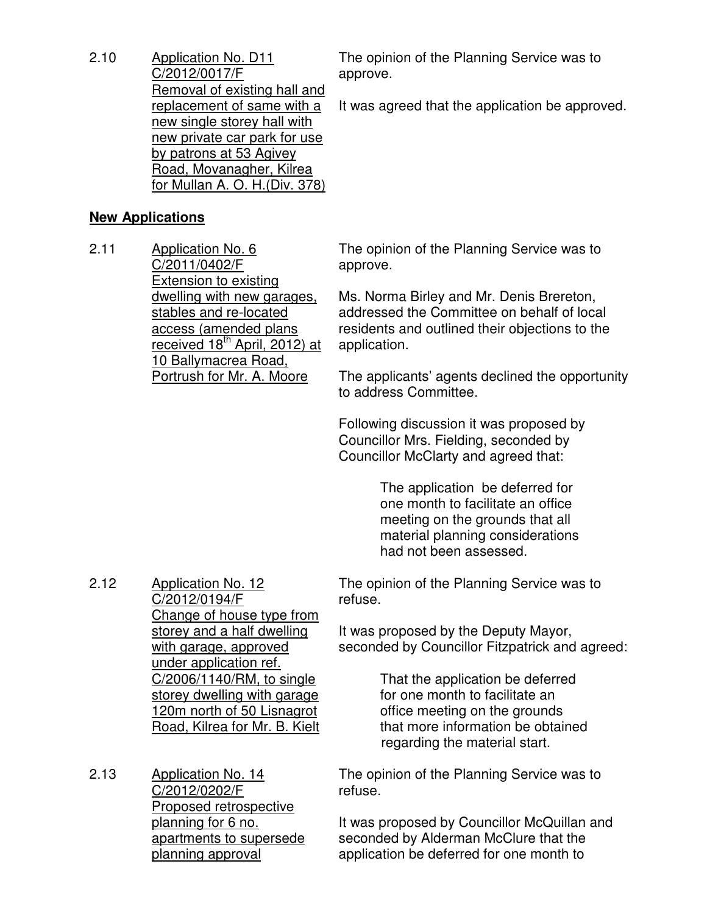2.10 Application No. D11 C/2012/0017/F Removal of existing hall and replacement of same with a new single storey hall with new private car park for use by patrons at 53 Agivey Road, Movanagher, Kilrea for Mullan A. O. H.(Div. 378)

The opinion of the Planning Service was to approve.

It was agreed that the application be approved.

**New Applications**

2.11 Application No. 6 C/2011/0402/F Extension to existing dwelling with new garages, stables and re-located access (amended plans received 18th April, 2012) at 10 Ballymacrea Road, Portrush for Mr. A. Moore

The opinion of the Planning Service was to approve.

Ms. Norma Birley and Mr. Denis Brereton, addressed the Committee on behalf of local residents and outlined their objections to the application.

The applicants' agents declined the opportunity to address Committee.

Following discussion it was proposed by Councillor Mrs. Fielding, seconded by Councillor McClarty and agreed that:

> The application be deferred for one month to facilitate an office meeting on the grounds that all material planning considerations had not been assessed.

2.12 Application No. 12 C/2012/0194/F Change of house type from storey and a half dwelling with garage, approved under application ref. C/2006/1140/RM, to single storey dwelling with garage 120m north of 50 Lisnagrot Road, Kilrea for Mr. B. Kielt

The opinion of the Planning Service was to refuse.

It was proposed by the Deputy Mayor, seconded by Councillor Fitzpatrick and agreed:

> That the application be deferred for one month to facilitate an office meeting on the grounds that more information be obtained regarding the material start.

2.13 Application No. 14 C/2012/0202/F Proposed retrospective planning for 6 no. apartments to supersede planning approval

The opinion of the Planning Service was to refuse.

It was proposed by Councillor McQuillan and seconded by Alderman McClure that the application be deferred for one month to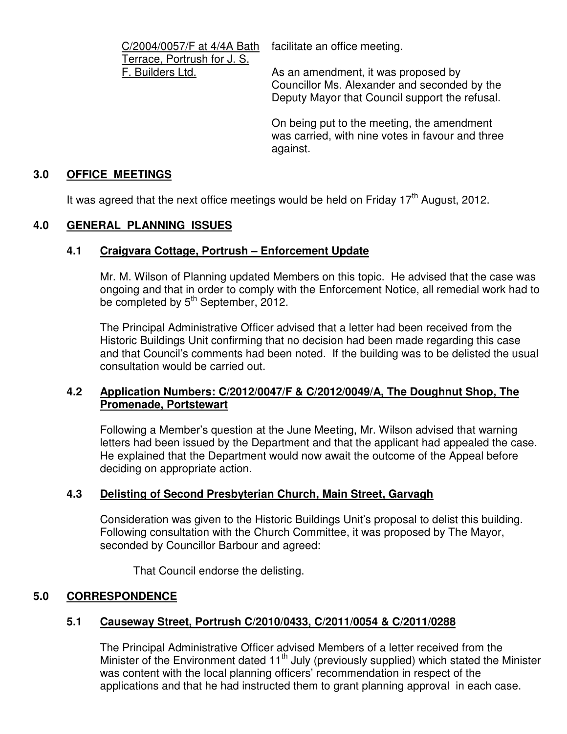| | |
|---|---|
| C/2004/0057/F at 4/4A Bath Terrace, Portrush for J. S. F. Builders Ltd. | facilitate an office meeting.<br><br>As an amendment, it was proposed by Councillor Ms. Alexander and seconded by the Deputy Mayor that Council support the refusal.<br><br>On being put to the meeting, the amendment was carried, with nine votes in favour and three against. |

## 3.0 OFFICE MEETINGS

It was agreed that the next office meetings would be held on Friday 17th August, 2012.

## 4.0 GENERAL PLANNING ISSUES

### 4.1 Craigvara Cottage, Portrush – Enforcement Update

Mr. M. Wilson of Planning updated Members on this topic. He advised that the case was ongoing and that in order to comply with the Enforcement Notice, all remedial work had to be completed by 5th September, 2012.

The Principal Administrative Officer advised that a letter had been received from the Historic Buildings Unit confirming that no decision had been made regarding this case and that Council's comments had been noted. If the building was to be delisted the usual consultation would be carried out.

### 4.2 Application Numbers: C/2012/0047/F & C/2012/0049/A, The Doughnut Shop, The Promenade, Portstewart

Following a Member's question at the June Meeting, Mr. Wilson advised that warning letters had been issued by the Department and that the applicant had appealed the case. He explained that the Department would now await the outcome of the Appeal before deciding on appropriate action.

### 4.3 Delisting of Second Presbyterian Church, Main Street, Garvagh

Consideration was given to the Historic Buildings Unit's proposal to delist this building. Following consultation with the Church Committee, it was proposed by The Mayor, seconded by Councillor Barbour and agreed:

> That Council endorse the delisting.

## 5.0 CORRESPONDENCE

### 5.1 Causeway Street, Portrush C/2010/0433, C/2011/0054 & C/2011/0288

The Principal Administrative Officer advised Members of a letter received from the Minister of the Environment dated 11th July (previously supplied) which stated the Minister was content with the local planning officers' recommendation in respect of the applications and that he had instructed them to grant planning approval in each case.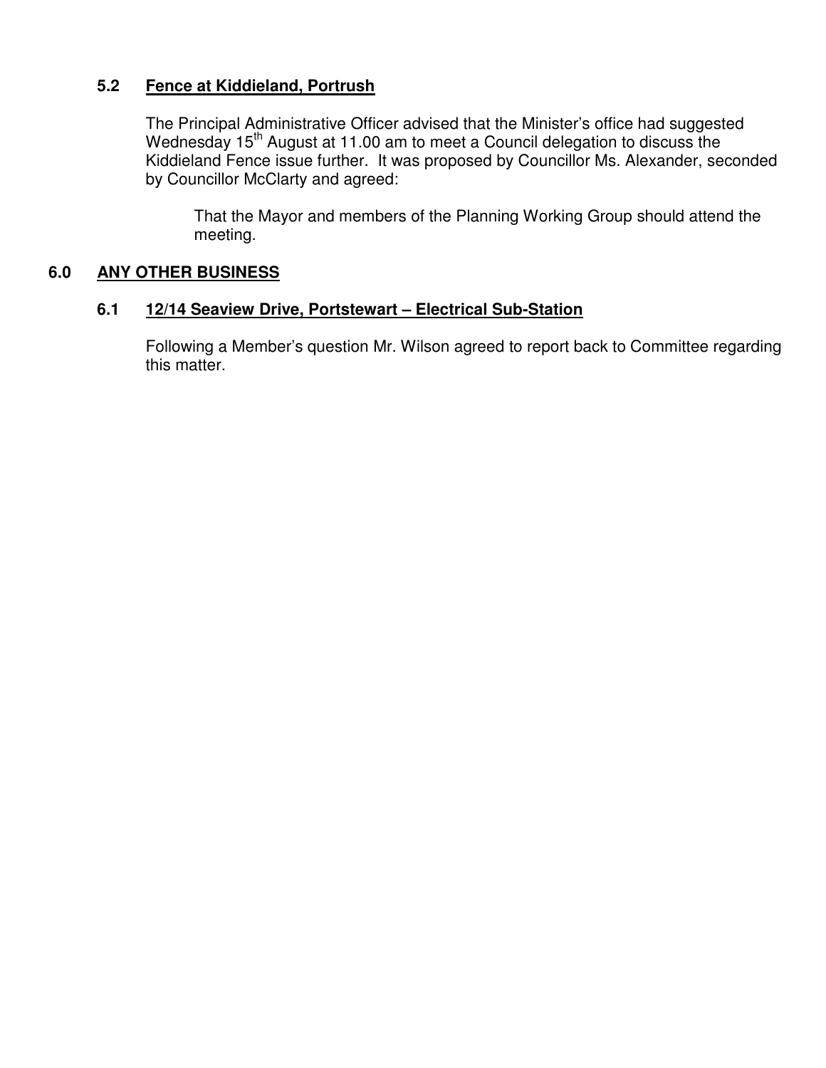### 5.2 Fence at Kiddieland, Portrush

The Principal Administrative Officer advised that the Minister's office had suggested Wednesday 15th August at 11.00 am to meet a Council delegation to discuss the Kiddieland Fence issue further. It was proposed by Councillor Ms. Alexander, seconded by Councillor McClarty and agreed:

> That the Mayor and members of the Planning Working Group should attend the meeting.

## 6.0 ANY OTHER BUSINESS

### 6.1 12/14 Seaview Drive, Portstewart – Electrical Sub-Station

Following a Member's question Mr. Wilson agreed to report back to Committee regarding this matter.